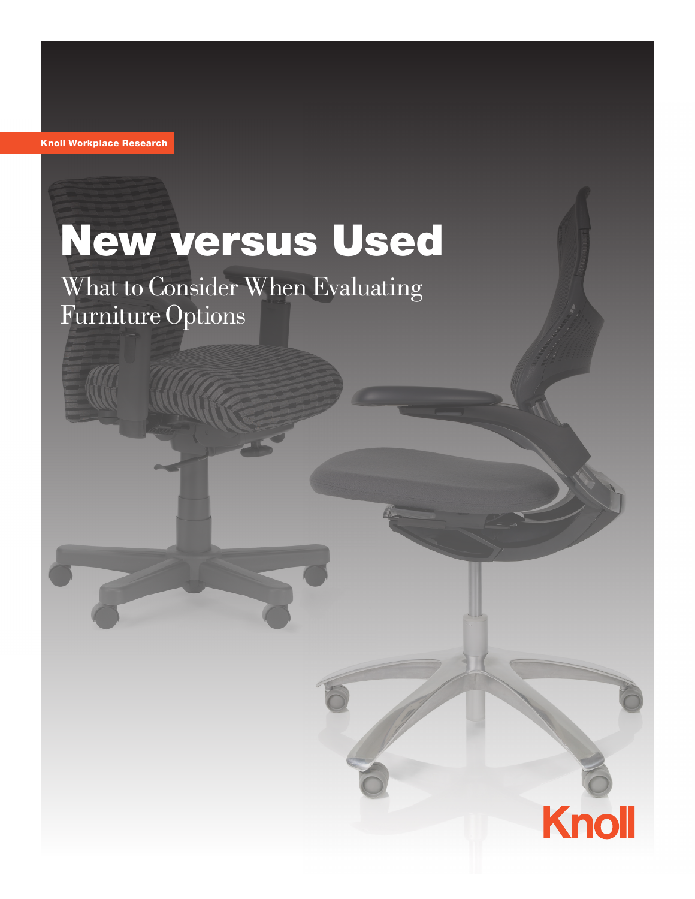Knoll Workplace Research

# New versus Used

## What to Consider When Evaluating Furniture Options

Knoll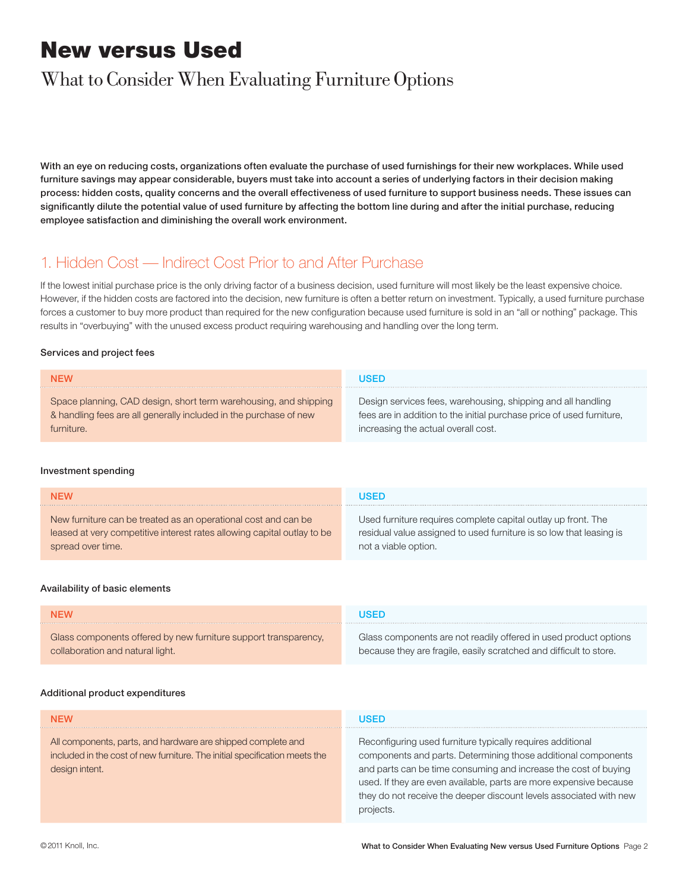# New versus Used

## What to Consider When Evaluating Furniture Options

**With an eye on reducing costs, organizations often evaluate the purchase of used furnishings for their new workplaces. While used furniture savings may appear considerable, buyers must take into account a series of underlying factors in their decision making process: hidden costs, quality concerns and the overall effectiveness of used furniture to support business needs. These issues can significantly dilute the potential value of used furniture by affecting the bottom line during and after the initial purchase, reducing employee satisfaction and diminishing the overall work environment.**

## 1. Hidden Cost — Indirect Cost Prior to and After Purchase

If the lowest initial purchase price is the only driving factor of a business decision, used furniture will most likely be the least expensive choice. However, if the hidden costs are factored into the decision, new furniture is often a better return on investment. Typically, a used furniture purchase forces a customer to buy more product than required for the new configuration because used furniture is sold in an "all or nothing" package. This results in "overbuying" with the unused excess product requiring warehousing and handling over the long term.

#### Services and project fees

| NEW | USED |
| --- | --- |
| Space planning, CAD design, short term warehousing, and shipping & handling fees are all generally included in the purchase of new furniture. | Design services fees, warehousing, shipping and all handling fees are in addition to the initial purchase price of used furniture, increasing the actual overall cost. |

#### Investment spending

| NEW | USED |
| --- | --- |
| New furniture can be treated as an operational cost and can be leased at very competitive interest rates allowing capital outlay to be spread over time. | Used furniture requires complete capital outlay up front. The residual value assigned to used furniture is so low that leasing is not a viable option. |

#### Availability of basic elements

| NEW | USED |
| --- | --- |
| Glass components offered by new furniture support transparency, collaboration and natural light. | Glass components are not readily offered in used product options because they are fragile, easily scratched and difficult to store. |

#### Additional product expenditures

| NEW | USED |
| --- | --- |
| All components, parts, and hardware are shipped complete and included in the cost of new furniture. The initial specification meets the design intent. | Reconfiguring used furniture typically requires additional components and parts. Determining those additional components and parts can be time consuming and increase the cost of buying used. If they are even available, parts are more expensive because they do not receive the deeper discount levels associated with new projects. |

©2011 Knoll, Inc.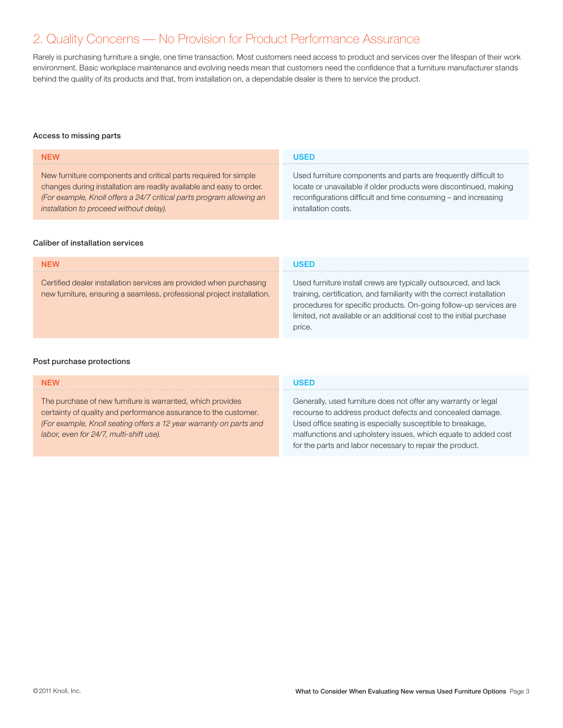## 2. Quality Concerns — No Provision for Product Performance Assurance

Rarely is purchasing furniture a single, one time transaction. Most customers need access to product and services over the lifespan of their work environment. Basic workplace maintenance and evolving needs mean that customers need the confidence that a furniture manufacturer stands behind the quality of its products and that, from installation on, a dependable dealer is there to service the product.

### Access to missing parts

| NEW | USED |
|---|---|
| New furniture components and critical parts required for simple changes during installation are readily available and easy to order. *(For example, Knoll offers a 24/7 critical parts program allowing an installation to proceed without delay).* | Used furniture components and parts are frequently difficult to locate or unavailable if older products were discontinued, making reconfigurations difficult and time consuming – and increasing installation costs. |

### Caliber of installation services

| NEW | USED |
|---|---|
| Certified dealer installation services are provided when purchasing new furniture, ensuring a seamless, professional project installation. | Used furniture install crews are typically outsourced, and lack training, certification, and familiarity with the correct installation procedures for specific products. On-going follow-up services are limited, not available or an additional cost to the initial purchase price. |

### Post purchase protections

| NEW | USED |
|---|---|
| The purchase of new furniture is warranted, which provides certainty of quality and performance assurance to the customer. *(For example, Knoll seating offers a 12 year warranty on parts and labor, even for 24/7, multi-shift use).* | Generally, used furniture does not offer any warranty or legal recourse to address product defects and concealed damage. Used office seating is especially susceptible to breakage, malfunctions and upholstery issues, which equate to added cost for the parts and labor necessary to repair the product. |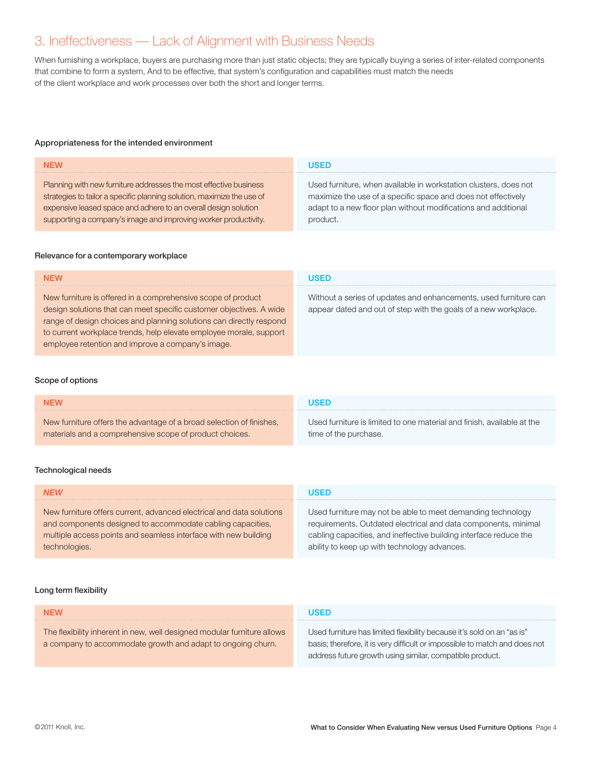## 3. Ineffectiveness — Lack of Alignment with Business Needs

When furnishing a workplace, buyers are purchasing more than just static objects; they are typically buying a series of inter-related components that combine to form a system, And to be effective, that system's configuration and capabilities must match the needs of the client workplace and work processes over both the short and longer terms.

### Appropriateness for the intended environment

| NEW | USED |
| --- | --- |
| Planning with new furniture addresses the most effective business strategies to tailor a specific planning solution, maximize the use of expensive leased space and adhere to an overall design solution supporting a company's image and improving worker productivity. | Used furniture, when available in workstation clusters, does not maximize the use of a specific space and does not effectively adapt to a new floor plan without modifications and additional product. |

### Relevance for a contemporary workplace

| NEW | USED |
| --- | --- |
| New furniture is offered in a comprehensive scope of product design solutions that can meet specific customer objectives. A wide range of design choices and planning solutions can directly respond to current workplace trends, help elevate employee morale, support employee retention and improve a company's image. | Without a series of updates and enhancements, used furniture can appear dated and out of step with the goals of a new workplace. |

### Scope of options

| NEW | USED |
| --- | --- |
| New furniture offers the advantage of a broad selection of finishes, materials and a comprehensive scope of product choices. | Used furniture is limited to one material and finish, available at the time of the purchase. |

### Technological needs

| *NEW* | USED |
| --- | --- |
| New furniture offers current, advanced electrical and data solutions and components designed to accommodate cabling capacities, multiple access points and seamless interface with new building technologies. | Used furniture may not be able to meet demanding technology requirements. Outdated electrical and data components, minimal cabling capacities, and ineffective building interface reduce the ability to keep up with technology advances. |

### Long term flexibility

| NEW | USED |
| --- | --- |
| The flexibility inherent in new, well designed modular furniture allows a company to accommodate growth and adapt to ongoing churn. | Used furniture has limited flexibility because it's sold on an "as is" basis; therefore, it is very difficult or impossible to match and does not address future growth using similar, compatible product. |

©2011 Knoll, Inc.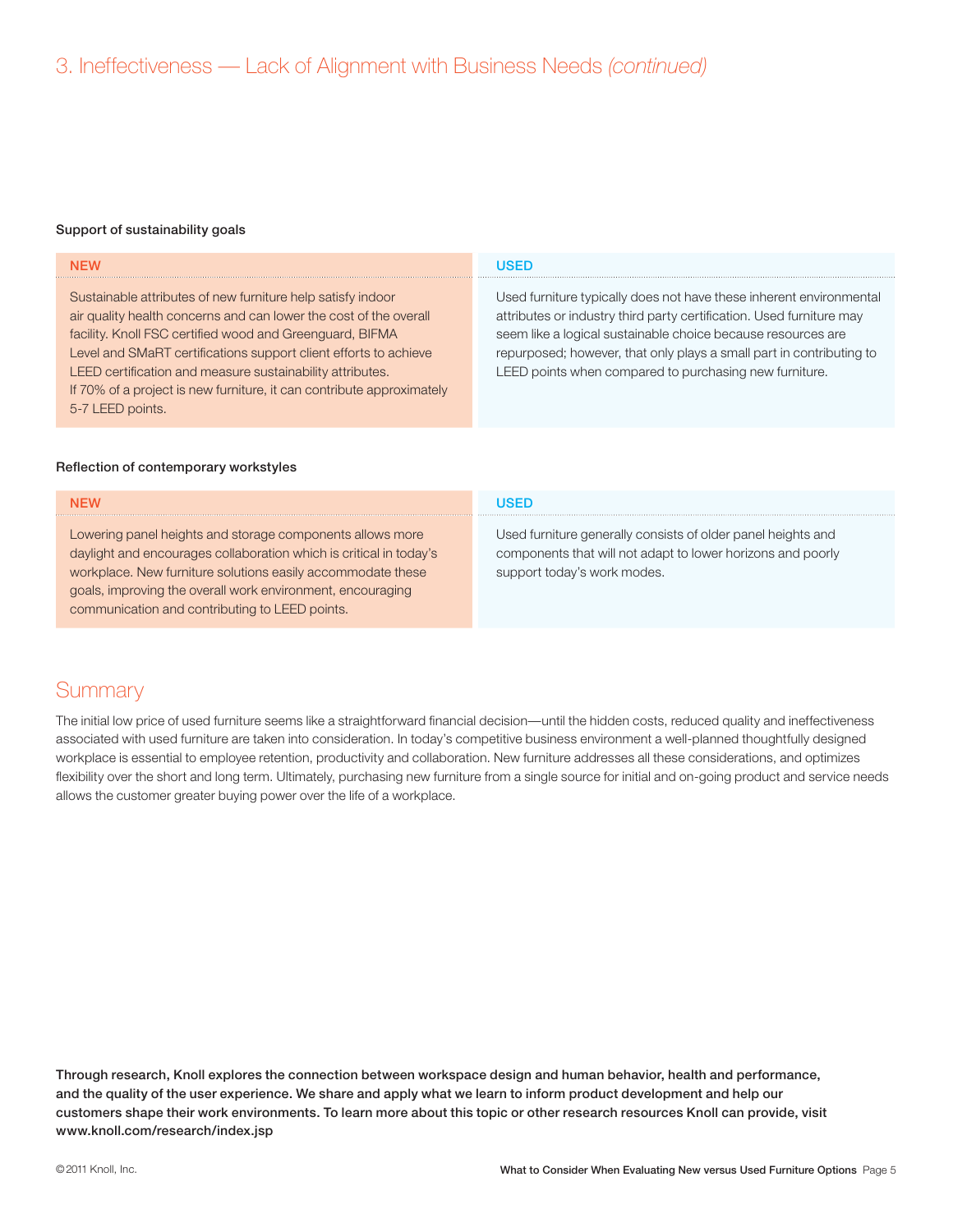## 3. Ineffectiveness — Lack of Alignment with Business Needs *(continued)*

**Support of sustainability goals**

| NEW | USED |
| --- | --- |
| Sustainable attributes of new furniture help satisfy indoor air quality health concerns and can lower the cost of the overall facility. Knoll FSC certified wood and Greenguard, BIFMA Level and SMaRT certifications support client efforts to achieve LEED certification and measure sustainability attributes. If 70% of a project is new furniture, it can contribute approximately 5-7 LEED points. | Used furniture typically does not have these inherent environmental attributes or industry third party certification. Used furniture may seem like a logical sustainable choice because resources are repurposed; however, that only plays a small part in contributing to LEED points when compared to purchasing new furniture. |

**Reflection of contemporary workstyles**

| NEW | USED |
| --- | --- |
| Lowering panel heights and storage components allows more daylight and encourages collaboration which is critical in today's workplace. New furniture solutions easily accommodate these goals, improving the overall work environment, encouraging communication and contributing to LEED points. | Used furniture generally consists of older panel heights and components that will not adapt to lower horizons and poorly support today's work modes. |

## Summary

The initial low price of used furniture seems like a straightforward financial decision—until the hidden costs, reduced quality and ineffectiveness associated with used furniture are taken into consideration. In today's competitive business environment a well-planned thoughtfully designed workplace is essential to employee retention, productivity and collaboration. New furniture addresses all these considerations, and optimizes flexibility over the short and long term. Ultimately, purchasing new furniture from a single source for initial and on-going product and service needs allows the customer greater buying power over the life of a workplace.

**Through research, Knoll explores the connection between workspace design and human behavior, health and performance, and the quality of the user experience. We share and apply what we learn to inform product development and help our customers shape their work environments. To learn more about this topic or other research resources Knoll can provide, visit www.knoll.com/research/index.jsp**

©2011 Knoll, Inc.